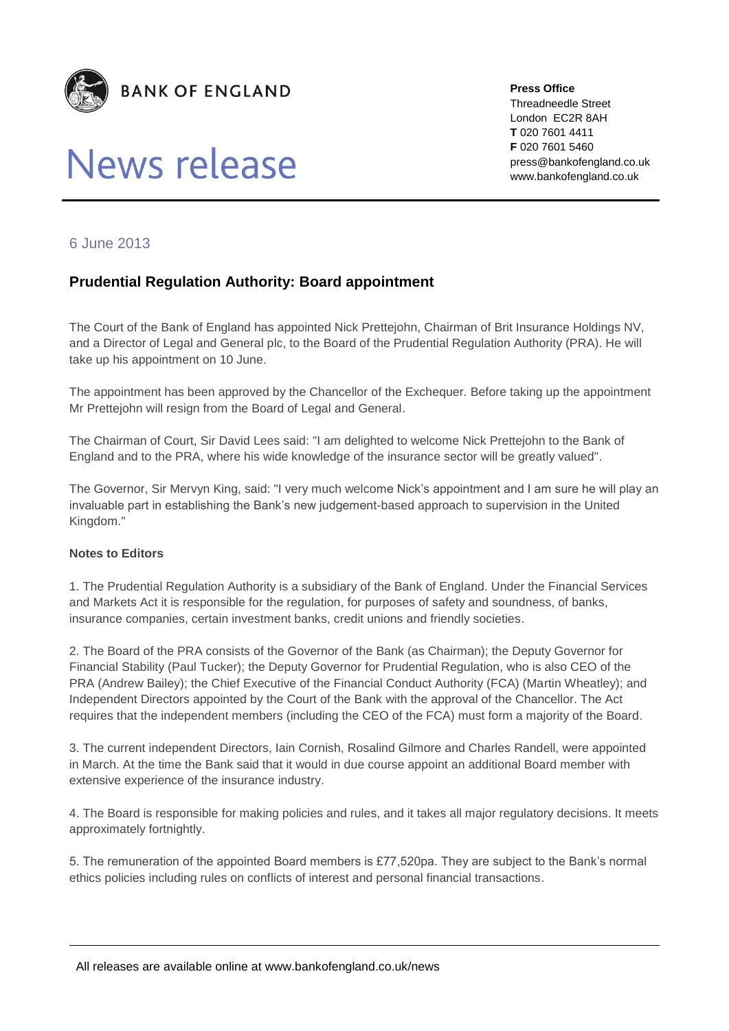**BANK OF ENGLAND**

# News release

**Press Office**
Threadneedle Street
London EC2R 8AH
**T** 020 7601 4411
**F** 020 7601 5460
press@bankofengland.co.uk
www.bankofengland.co.uk

6 June 2013

## Prudential Regulation Authority: Board appointment

The Court of the Bank of England has appointed Nick Prettejohn, Chairman of Brit Insurance Holdings NV, and a Director of Legal and General plc, to the Board of the Prudential Regulation Authority (PRA). He will take up his appointment on 10 June.

The appointment has been approved by the Chancellor of the Exchequer. Before taking up the appointment Mr Prettejohn will resign from the Board of Legal and General.

The Chairman of Court, Sir David Lees said: "I am delighted to welcome Nick Prettejohn to the Bank of England and to the PRA, where his wide knowledge of the insurance sector will be greatly valued".

The Governor, Sir Mervyn King, said: "I very much welcome Nick's appointment and I am sure he will play an invaluable part in establishing the Bank's new judgement-based approach to supervision in the United Kingdom."

**Notes to Editors**

1. The Prudential Regulation Authority is a subsidiary of the Bank of England. Under the Financial Services and Markets Act it is responsible for the regulation, for purposes of safety and soundness, of banks, insurance companies, certain investment banks, credit unions and friendly societies.

2. The Board of the PRA consists of the Governor of the Bank (as Chairman); the Deputy Governor for Financial Stability (Paul Tucker); the Deputy Governor for Prudential Regulation, who is also CEO of the PRA (Andrew Bailey); the Chief Executive of the Financial Conduct Authority (FCA) (Martin Wheatley); and Independent Directors appointed by the Court of the Bank with the approval of the Chancellor. The Act requires that the independent members (including the CEO of the FCA) must form a majority of the Board.

3. The current independent Directors, Iain Cornish, Rosalind Gilmore and Charles Randell, were appointed in March. At the time the Bank said that it would in due course appoint an additional Board member with extensive experience of the insurance industry.

4. The Board is responsible for making policies and rules, and it takes all major regulatory decisions. It meets approximately fortnightly.

5. The remuneration of the appointed Board members is £77,520pa. They are subject to the Bank's normal ethics policies including rules on conflicts of interest and personal financial transactions.

All releases are available online at www.bankofengland.co.uk/news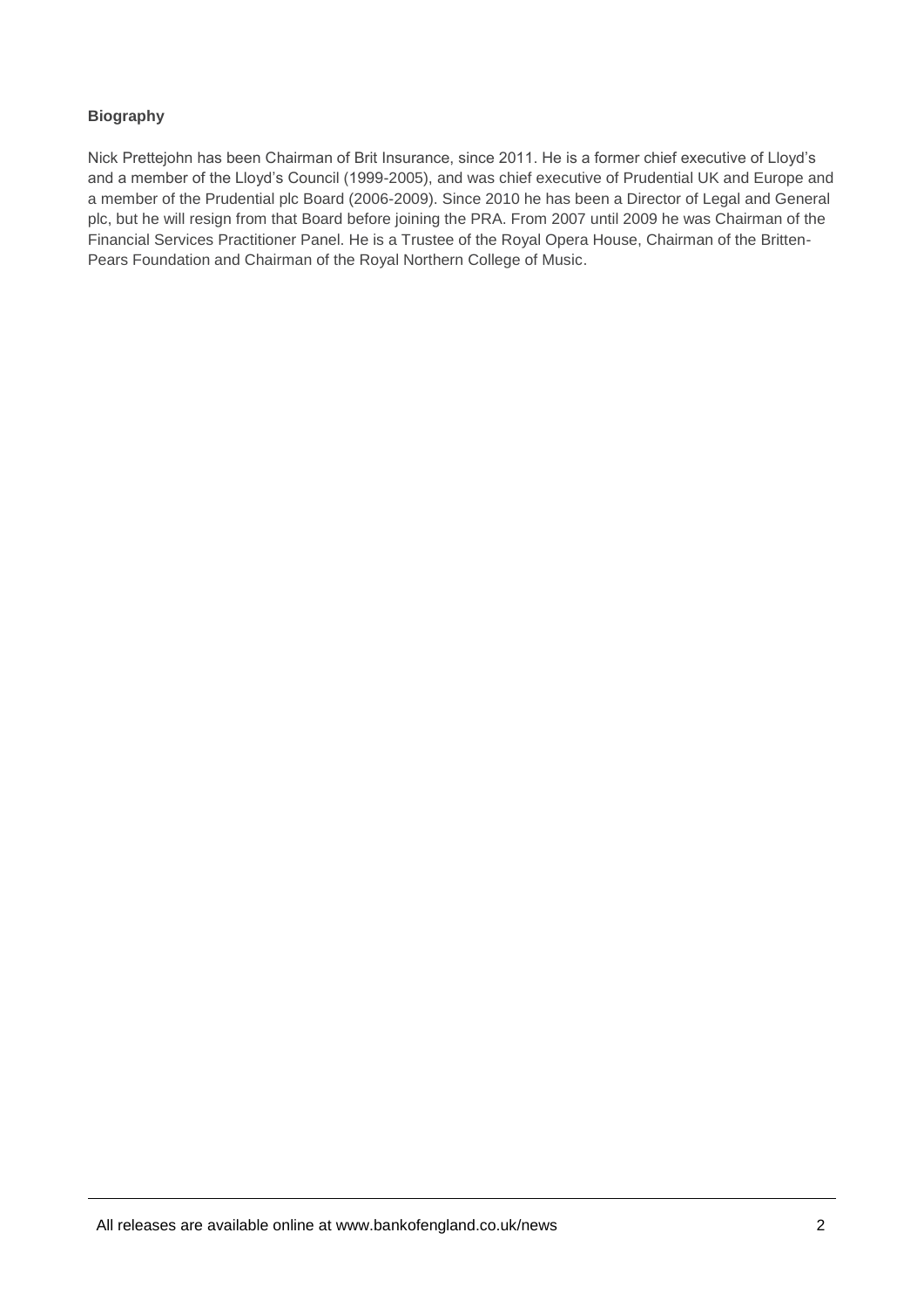**Biography**

Nick Prettejohn has been Chairman of Brit Insurance, since 2011. He is a former chief executive of Lloyd's and a member of the Lloyd's Council (1999-2005), and was chief executive of Prudential UK and Europe and a member of the Prudential plc Board (2006-2009). Since 2010 he has been a Director of Legal and General plc, but he will resign from that Board before joining the PRA. From 2007 until 2009 he was Chairman of the Financial Services Practitioner Panel. He is a Trustee of the Royal Opera House, Chairman of the Britten-Pears Foundation and Chairman of the Royal Northern College of Music.